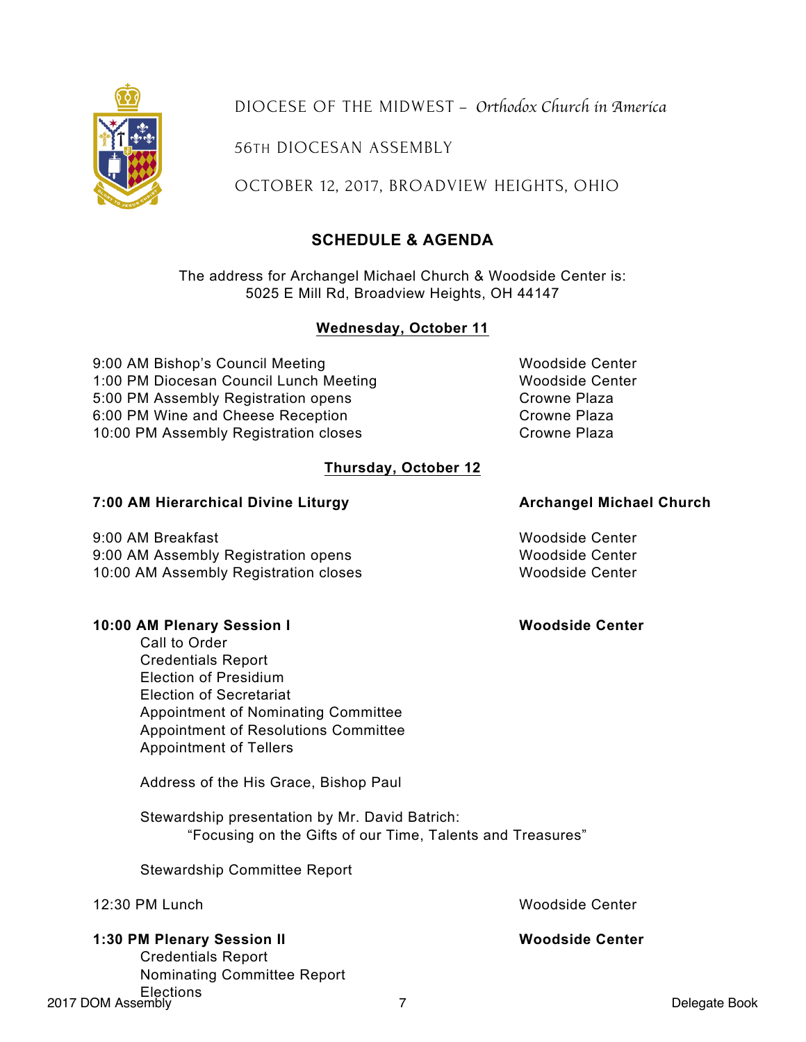DIOCESE OF THE MIDWEST – *Orthodox Church in America*

56TH DIOCESAN ASSEMBLY

OCTOBER 12, 2017, BROADVIEW HEIGHTS, OHIO

## SCHEDULE & AGENDA

The address for Archangel Michael Church & Woodside Center is:
5025 E Mill Rd, Broadview Heights, OH 44147

### Wednesday, October 11

| | |
|---|---|
| 9:00 AM Bishop's Council Meeting | Woodside Center |
| 1:00 PM Diocesan Council Lunch Meeting | Woodside Center |
| 5:00 PM Assembly Registration opens | Crowne Plaza |
| 6:00 PM Wine and Cheese Reception | Crowne Plaza |
| 10:00 PM Assembly Registration closes | Crowne Plaza |

### Thursday, October 12

| | |
|---|---|
| **7:00 AM Hierarchical Divine Liturgy** | **Archangel Michael Church** |
| 9:00 AM Breakfast | Woodside Center |
| 9:00 AM Assembly Registration opens | Woodside Center |
| 10:00 AM Assembly Registration closes | Woodside Center |

**10:00 AM Plenary Session I** — **Woodside Center**

- Call to Order
- Credentials Report
- Election of Presidium
- Election of Secretariat
- Appointment of Nominating Committee
- Appointment of Resolutions Committee
- Appointment of Tellers

Address of the His Grace, Bishop Paul

Stewardship presentation by Mr. David Batrich:
"Focusing on the Gifts of our Time, Talents and Treasures"

Stewardship Committee Report

12:30 PM Lunch — Woodside Center

**1:30 PM Plenary Session II** — **Woodside Center**

- Credentials Report
- Nominating Committee Report
- Elections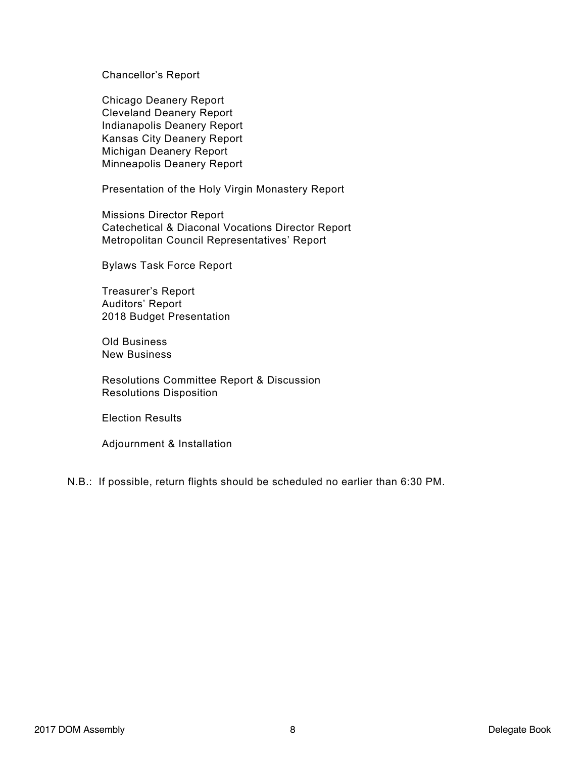Chancellor's Report

Chicago Deanery Report
Cleveland Deanery Report
Indianapolis Deanery Report
Kansas City Deanery Report
Michigan Deanery Report
Minneapolis Deanery Report

Presentation of the Holy Virgin Monastery Report

Missions Director Report
Catechetical & Diaconal Vocations Director Report
Metropolitan Council Representatives' Report

Bylaws Task Force Report

Treasurer's Report
Auditors' Report
2018 Budget Presentation

Old Business
New Business

Resolutions Committee Report & Discussion
Resolutions Disposition

Election Results

Adjournment & Installation

N.B.: If possible, return flights should be scheduled no earlier than 6:30 PM.